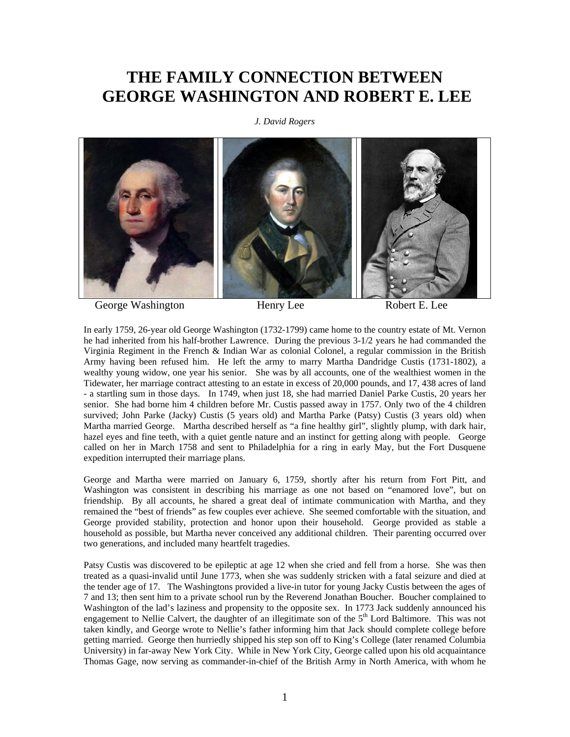# THE FAMILY CONNECTION BETWEEN GEORGE WASHINGTON AND ROBERT E. LEE

*J. David Rogers*

George Washington Henry Lee Robert E. Lee

In early 1759, 26-year old George Washington (1732-1799) came home to the country estate of Mt. Vernon he had inherited from his half-brother Lawrence. During the previous 3-1/2 years he had commanded the Virginia Regiment in the French & Indian War as colonial Colonel, a regular commission in the British Army having been refused him. He left the army to marry Martha Dandridge Custis (1731-1802), a wealthy young widow, one year his senior. She was by all accounts, one of the wealthiest women in the Tidewater, her marriage contract attesting to an estate in excess of 20,000 pounds, and 17, 438 acres of land - a startling sum in those days. In 1749, when just 18, she had married Daniel Parke Custis, 20 years her senior. She had borne him 4 children before Mr. Custis passed away in 1757. Only two of the 4 children survived; John Parke (Jacky) Custis (5 years old) and Martha Parke (Patsy) Custis (3 years old) when Martha married George. Martha described herself as "a fine healthy girl", slightly plump, with dark hair, hazel eyes and fine teeth, with a quiet gentle nature and an instinct for getting along with people. George called on her in March 1758 and sent to Philadelphia for a ring in early May, but the Fort Dusquene expedition interrupted their marriage plans.

George and Martha were married on January 6, 1759, shortly after his return from Fort Pitt, and Washington was consistent in describing his marriage as one not based on "enamored love", but on friendship. By all accounts, he shared a great deal of intimate communication with Martha, and they remained the "best of friends" as few couples ever achieve. She seemed comfortable with the situation, and George provided stability, protection and honor upon their household. George provided as stable a household as possible, but Martha never conceived any additional children. Their parenting occurred over two generations, and included many heartfelt tragedies.

Patsy Custis was discovered to be epileptic at age 12 when she cried and fell from a horse. She was then treated as a quasi-invalid until June 1773, when she was suddenly stricken with a fatal seizure and died at the tender age of 17. The Washingtons provided a live-in tutor for young Jacky Custis between the ages of 7 and 13; then sent him to a private school run by the Reverend Jonathan Boucher. Boucher complained to Washington of the lad's laziness and propensity to the opposite sex. In 1773 Jack suddenly announced his engagement to Nellie Calvert, the daughter of an illegitimate son of the 5th Lord Baltimore. This was not taken kindly, and George wrote to Nellie's father informing him that Jack should complete college before getting married. George then hurriedly shipped his step son off to King's College (later renamed Columbia University) in far-away New York City. While in New York City, George called upon his old acquaintance Thomas Gage, now serving as commander-in-chief of the British Army in North America, with whom he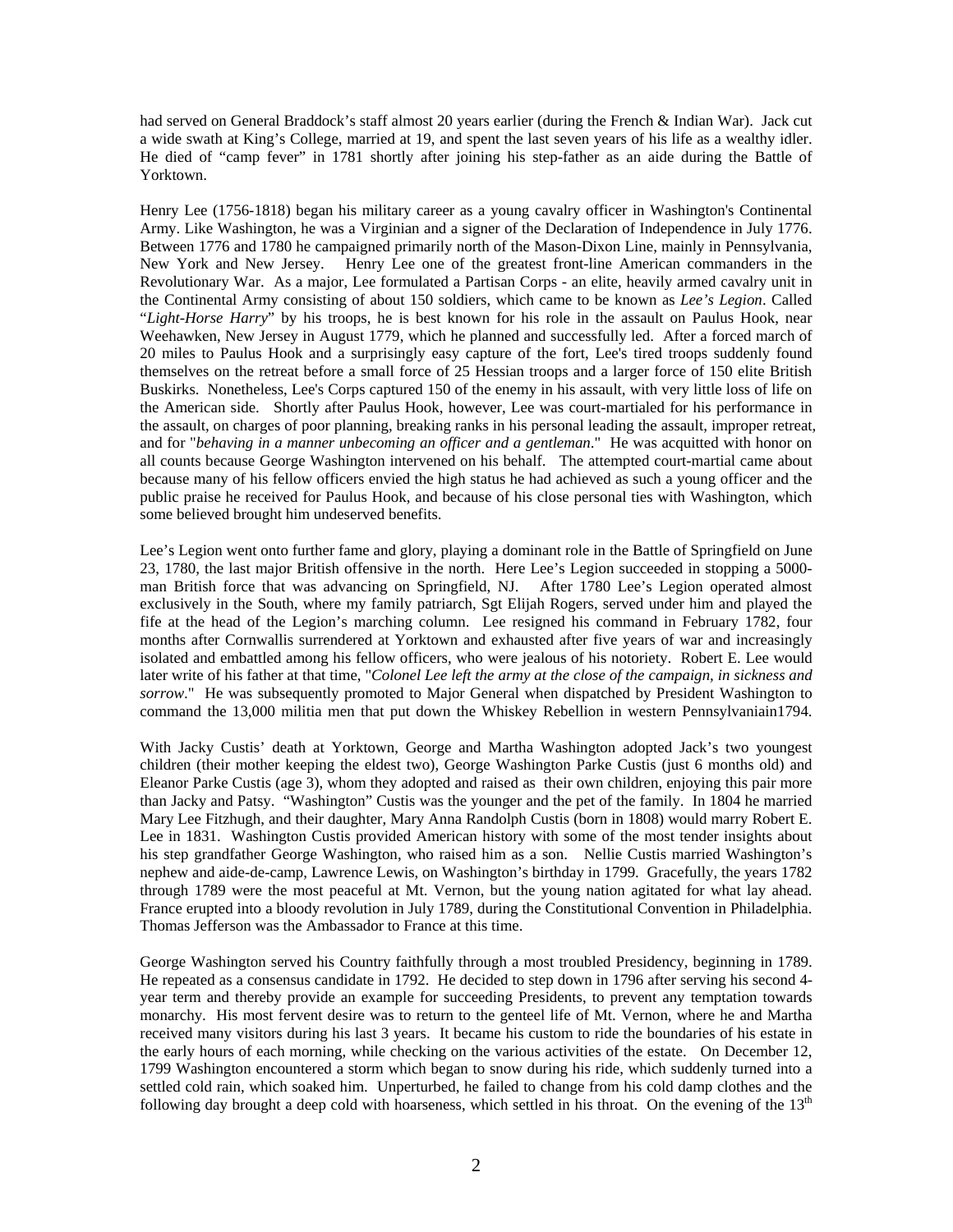had served on General Braddock's staff almost 20 years earlier (during the French & Indian War). Jack cut a wide swath at King's College, married at 19, and spent the last seven years of his life as a wealthy idler. He died of "camp fever" in 1781 shortly after joining his step-father as an aide during the Battle of Yorktown.

Henry Lee (1756-1818) began his military career as a young cavalry officer in Washington's Continental Army. Like Washington, he was a Virginian and a signer of the Declaration of Independence in July 1776. Between 1776 and 1780 he campaigned primarily north of the Mason-Dixon Line, mainly in Pennsylvania, New York and New Jersey. Henry Lee one of the greatest front-line American commanders in the Revolutionary War. As a major, Lee formulated a Partisan Corps - an elite, heavily armed cavalry unit in the Continental Army consisting of about 150 soldiers, which came to be known as *Lee's Legion*. Called "*Light-Horse Harry*" by his troops, he is best known for his role in the assault on Paulus Hook, near Weehawken, New Jersey in August 1779, which he planned and successfully led. After a forced march of 20 miles to Paulus Hook and a surprisingly easy capture of the fort, Lee's tired troops suddenly found themselves on the retreat before a small force of 25 Hessian troops and a larger force of 150 elite British Buskirks. Nonetheless, Lee's Corps captured 150 of the enemy in his assault, with very little loss of life on the American side. Shortly after Paulus Hook, however, Lee was court-martialed for his performance in the assault, on charges of poor planning, breaking ranks in his personal leading the assault, improper retreat, and for "*behaving in a manner unbecoming an officer and a gentleman*." He was acquitted with honor on all counts because George Washington intervened on his behalf. The attempted court-martial came about because many of his fellow officers envied the high status he had achieved as such a young officer and the public praise he received for Paulus Hook, and because of his close personal ties with Washington, which some believed brought him undeserved benefits.

Lee's Legion went onto further fame and glory, playing a dominant role in the Battle of Springfield on June 23, 1780, the last major British offensive in the north. Here Lee's Legion succeeded in stopping a 5000-man British force that was advancing on Springfield, NJ. After 1780 Lee's Legion operated almost exclusively in the South, where my family patriarch, Sgt Elijah Rogers, served under him and played the fife at the head of the Legion's marching column. Lee resigned his command in February 1782, four months after Cornwallis surrendered at Yorktown and exhausted after five years of war and increasingly isolated and embattled among his fellow officers, who were jealous of his notoriety. Robert E. Lee would later write of his father at that time, "*Colonel Lee left the army at the close of the campaign, in sickness and sorrow*." He was subsequently promoted to Major General when dispatched by President Washington to command the 13,000 militia men that put down the Whiskey Rebellion in western Pennsylvaniain1794.

With Jacky Custis' death at Yorktown, George and Martha Washington adopted Jack's two youngest children (their mother keeping the eldest two), George Washington Parke Custis (just 6 months old) and Eleanor Parke Custis (age 3), whom they adopted and raised as their own children, enjoying this pair more than Jacky and Patsy. "Washington" Custis was the younger and the pet of the family. In 1804 he married Mary Lee Fitzhugh, and their daughter, Mary Anna Randolph Custis (born in 1808) would marry Robert E. Lee in 1831. Washington Custis provided American history with some of the most tender insights about his step grandfather George Washington, who raised him as a son. Nellie Custis married Washington's nephew and aide-de-camp, Lawrence Lewis, on Washington's birthday in 1799. Gracefully, the years 1782 through 1789 were the most peaceful at Mt. Vernon, but the young nation agitated for what lay ahead. France erupted into a bloody revolution in July 1789, during the Constitutional Convention in Philadelphia. Thomas Jefferson was the Ambassador to France at this time.

George Washington served his Country faithfully through a most troubled Presidency, beginning in 1789. He repeated as a consensus candidate in 1792. He decided to step down in 1796 after serving his second 4-year term and thereby provide an example for succeeding Presidents, to prevent any temptation towards monarchy. His most fervent desire was to return to the genteel life of Mt. Vernon, where he and Martha received many visitors during his last 3 years. It became his custom to ride the boundaries of his estate in the early hours of each morning, while checking on the various activities of the estate. On December 12, 1799 Washington encountered a storm which began to snow during his ride, which suddenly turned into a settled cold rain, which soaked him. Unperturbed, he failed to change from his cold damp clothes and the following day brought a deep cold with hoarseness, which settled in his throat. On the evening of the 13th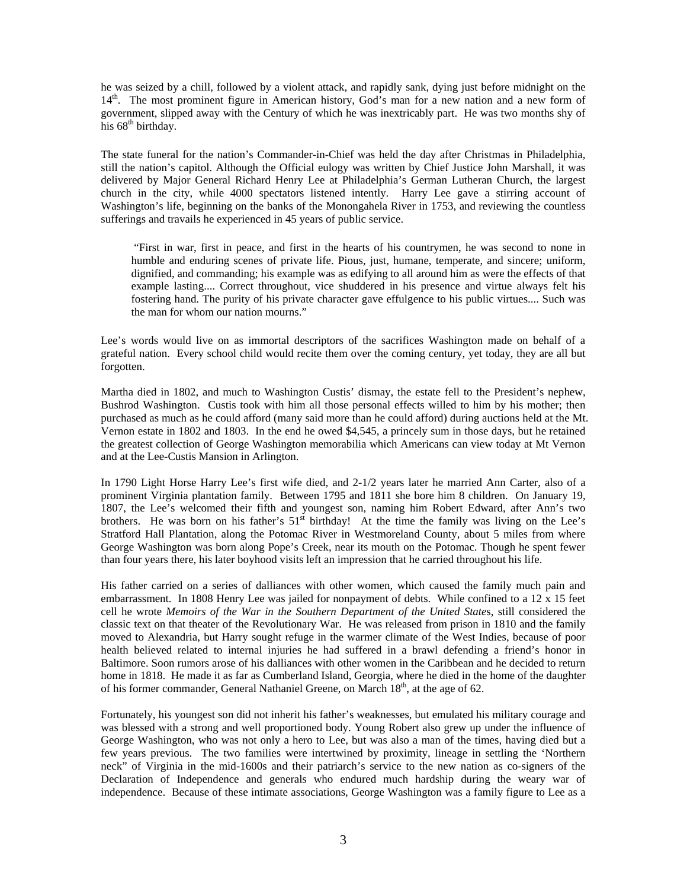he was seized by a chill, followed by a violent attack, and rapidly sank, dying just before midnight on the 14th. The most prominent figure in American history, God's man for a new nation and a new form of government, slipped away with the Century of which he was inextricably part. He was two months shy of his 68th birthday.

The state funeral for the nation's Commander-in-Chief was held the day after Christmas in Philadelphia, still the nation's capitol. Although the Official eulogy was written by Chief Justice John Marshall, it was delivered by Major General Richard Henry Lee at Philadelphia's German Lutheran Church, the largest church in the city, while 4000 spectators listened intently. Harry Lee gave a stirring account of Washington's life, beginning on the banks of the Monongahela River in 1753, and reviewing the countless sufferings and travails he experienced in 45 years of public service.

> "First in war, first in peace, and first in the hearts of his countrymen, he was second to none in humble and enduring scenes of private life. Pious, just, humane, temperate, and sincere; uniform, dignified, and commanding; his example was as edifying to all around him as were the effects of that example lasting.... Correct throughout, vice shuddered in his presence and virtue always felt his fostering hand. The purity of his private character gave effulgence to his public virtues.... Such was the man for whom our nation mourns."

Lee's words would live on as immortal descriptors of the sacrifices Washington made on behalf of a grateful nation. Every school child would recite them over the coming century, yet today, they are all but forgotten.

Martha died in 1802, and much to Washington Custis' dismay, the estate fell to the President's nephew, Bushrod Washington. Custis took with him all those personal effects willed to him by his mother; then purchased as much as he could afford (many said more than he could afford) during auctions held at the Mt. Vernon estate in 1802 and 1803. In the end he owed $4,545, a princely sum in those days, but he retained the greatest collection of George Washington memorabilia which Americans can view today at Mt Vernon and at the Lee-Custis Mansion in Arlington.

In 1790 Light Horse Harry Lee's first wife died, and 2-1/2 years later he married Ann Carter, also of a prominent Virginia plantation family. Between 1795 and 1811 she bore him 8 children. On January 19, 1807, the Lee's welcomed their fifth and youngest son, naming him Robert Edward, after Ann's two brothers. He was born on his father's 51st birthday! At the time the family was living on the Lee's Stratford Hall Plantation, along the Potomac River in Westmoreland County, about 5 miles from where George Washington was born along Pope's Creek, near its mouth on the Potomac. Though he spent fewer than four years there, his later boyhood visits left an impression that he carried throughout his life.

His father carried on a series of dalliances with other women, which caused the family much pain and embarrassment. In 1808 Henry Lee was jailed for nonpayment of debts. While confined to a 12 x 15 feet cell he wrote *Memoirs of the War in the Southern Department of the United States*, still considered the classic text on that theater of the Revolutionary War. He was released from prison in 1810 and the family moved to Alexandria, but Harry sought refuge in the warmer climate of the West Indies, because of poor health believed related to internal injuries he had suffered in a brawl defending a friend's honor in Baltimore. Soon rumors arose of his dalliances with other women in the Caribbean and he decided to return home in 1818. He made it as far as Cumberland Island, Georgia, where he died in the home of the daughter of his former commander, General Nathaniel Greene, on March 18th, at the age of 62.

Fortunately, his youngest son did not inherit his father's weaknesses, but emulated his military courage and was blessed with a strong and well proportioned body. Young Robert also grew up under the influence of George Washington, who was not only a hero to Lee, but was also a man of the times, having died but a few years previous. The two families were intertwined by proximity, lineage in settling the 'Northern neck" of Virginia in the mid-1600s and their patriarch's service to the new nation as co-signers of the Declaration of Independence and generals who endured much hardship during the weary war of independence. Because of these intimate associations, George Washington was a family figure to Lee as a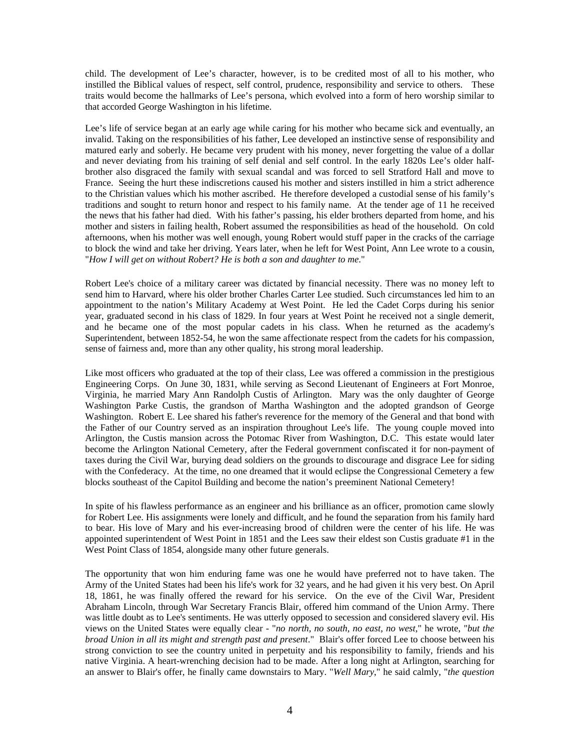child. The development of Lee's character, however, is to be credited most of all to his mother, who instilled the Biblical values of respect, self control, prudence, responsibility and service to others. These traits would become the hallmarks of Lee's persona, which evolved into a form of hero worship similar to that accorded George Washington in his lifetime.

Lee's life of service began at an early age while caring for his mother who became sick and eventually, an invalid. Taking on the responsibilities of his father, Lee developed an instinctive sense of responsibility and matured early and soberly. He became very prudent with his money, never forgetting the value of a dollar and never deviating from his training of self denial and self control. In the early 1820s Lee's older half-brother also disgraced the family with sexual scandal and was forced to sell Stratford Hall and move to France. Seeing the hurt these indiscretions caused his mother and sisters instilled in him a strict adherence to the Christian values which his mother ascribed. He therefore developed a custodial sense of his family's traditions and sought to return honor and respect to his family name. At the tender age of 11 he received the news that his father had died. With his father's passing, his elder brothers departed from home, and his mother and sisters in failing health, Robert assumed the responsibilities as head of the household. On cold afternoons, when his mother was well enough, young Robert would stuff paper in the cracks of the carriage to block the wind and take her driving. Years later, when he left for West Point, Ann Lee wrote to a cousin, "*How I will get on without Robert? He is both a son and daughter to me*."

Robert Lee's choice of a military career was dictated by financial necessity. There was no money left to send him to Harvard, where his older brother Charles Carter Lee studied. Such circumstances led him to an appointment to the nation's Military Academy at West Point. He led the Cadet Corps during his senior year, graduated second in his class of 1829. In four years at West Point he received not a single demerit, and he became one of the most popular cadets in his class. When he returned as the academy's Superintendent, between 1852-54, he won the same affectionate respect from the cadets for his compassion, sense of fairness and, more than any other quality, his strong moral leadership.

Like most officers who graduated at the top of their class, Lee was offered a commission in the prestigious Engineering Corps. On June 30, 1831, while serving as Second Lieutenant of Engineers at Fort Monroe, Virginia, he married Mary Ann Randolph Custis of Arlington. Mary was the only daughter of George Washington Parke Custis, the grandson of Martha Washington and the adopted grandson of George Washington. Robert E. Lee shared his father's reverence for the memory of the General and that bond with the Father of our Country served as an inspiration throughout Lee's life. The young couple moved into Arlington, the Custis mansion across the Potomac River from Washington, D.C. This estate would later become the Arlington National Cemetery, after the Federal government confiscated it for non-payment of taxes during the Civil War, burying dead soldiers on the grounds to discourage and disgrace Lee for siding with the Confederacy. At the time, no one dreamed that it would eclipse the Congressional Cemetery a few blocks southeast of the Capitol Building and become the nation's preeminent National Cemetery!

In spite of his flawless performance as an engineer and his brilliance as an officer, promotion came slowly for Robert Lee. His assignments were lonely and difficult, and he found the separation from his family hard to bear. His love of Mary and his ever-increasing brood of children were the center of his life. He was appointed superintendent of West Point in 1851 and the Lees saw their eldest son Custis graduate #1 in the West Point Class of 1854, alongside many other future generals.

The opportunity that won him enduring fame was one he would have preferred not to have taken. The Army of the United States had been his life's work for 32 years, and he had given it his very best. On April 18, 1861, he was finally offered the reward for his service. On the eve of the Civil War, President Abraham Lincoln, through War Secretary Francis Blair, offered him command of the Union Army. There was little doubt as to Lee's sentiments. He was utterly opposed to secession and considered slavery evil. His views on the United States were equally clear - "*no north, no south, no east, no west*," he wrote, "*but the broad Union in all its might and strength past and present*." Blair's offer forced Lee to choose between his strong conviction to see the country united in perpetuity and his responsibility to family, friends and his native Virginia. A heart-wrenching decision had to be made. After a long night at Arlington, searching for an answer to Blair's offer, he finally came downstairs to Mary. "*Well Mary*," he said calmly, "*the question*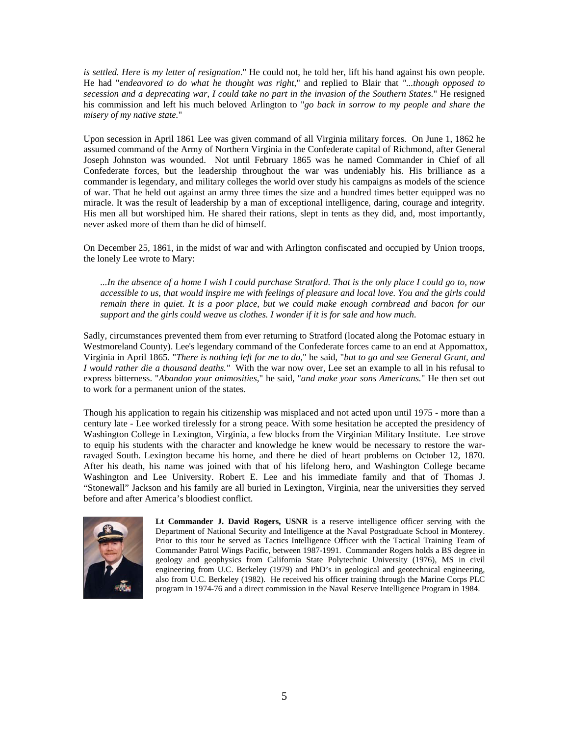*is settled. Here is my letter of resignation*." He could not, he told her, lift his hand against his own people. He had "*endeavored to do what he thought was right*," and replied to Blair that *"...though opposed to secession and a deprecating war, I could take no part in the invasion of the Southern States.*" He resigned his commission and left his much beloved Arlington to "*go back in sorrow to my people and share the misery of my native state.*"

Upon secession in April 1861 Lee was given command of all Virginia military forces. On June 1, 1862 he assumed command of the Army of Northern Virginia in the Confederate capital of Richmond, after General Joseph Johnston was wounded. Not until February 1865 was he named Commander in Chief of all Confederate forces, but the leadership throughout the war was undeniably his. His brilliance as a commander is legendary, and military colleges the world over study his campaigns as models of the science of war. That he held out against an army three times the size and a hundred times better equipped was no miracle. It was the result of leadership by a man of exceptional intelligence, daring, courage and integrity. His men all but worshiped him. He shared their rations, slept in tents as they did, and, most importantly, never asked more of them than he did of himself.

On December 25, 1861, in the midst of war and with Arlington confiscated and occupied by Union troops, the lonely Lee wrote to Mary:

> *...In the absence of a home I wish I could purchase Stratford. That is the only place I could go to, now accessible to us, that would inspire me with feelings of pleasure and local love. You and the girls could remain there in quiet. It is a poor place, but we could make enough cornbread and bacon for our support and the girls could weave us clothes. I wonder if it is for sale and how much.*

Sadly, circumstances prevented them from ever returning to Stratford (located along the Potomac estuary in Westmoreland County). Lee's legendary command of the Confederate forces came to an end at Appomattox, Virginia in April 1865. "*There is nothing left for me to do,*" he said, "*but to go and see General Grant, and I would rather die a thousand deaths."* With the war now over, Lee set an example to all in his refusal to express bitterness. "*Abandon your animosities*," he said, "*and make your sons Americans.*" He then set out to work for a permanent union of the states.

Though his application to regain his citizenship was misplaced and not acted upon until 1975 - more than a century late - Lee worked tirelessly for a strong peace. With some hesitation he accepted the presidency of Washington College in Lexington, Virginia, a few blocks from the Virginian Military Institute. Lee strove to equip his students with the character and knowledge he knew would be necessary to restore the war-ravaged South. Lexington became his home, and there he died of heart problems on October 12, 1870. After his death, his name was joined with that of his lifelong hero, and Washington College became Washington and Lee University. Robert E. Lee and his immediate family and that of Thomas J. "Stonewall" Jackson and his family are all buried in Lexington, Virginia, near the universities they served before and after America's bloodiest conflict.

**Lt Commander J. David Rogers, USNR** is a reserve intelligence officer serving with the Department of National Security and Intelligence at the Naval Postgraduate School in Monterey. Prior to this tour he served as Tactics Intelligence Officer with the Tactical Training Team of Commander Patrol Wings Pacific, between 1987-1991. Commander Rogers holds a BS degree in geology and geophysics from California State Polytechnic University (1976), MS in civil engineering from U.C. Berkeley (1979) and PhD's in geological and geotechnical engineering, also from U.C. Berkeley (1982). He received his officer training through the Marine Corps PLC program in 1974-76 and a direct commission in the Naval Reserve Intelligence Program in 1984.